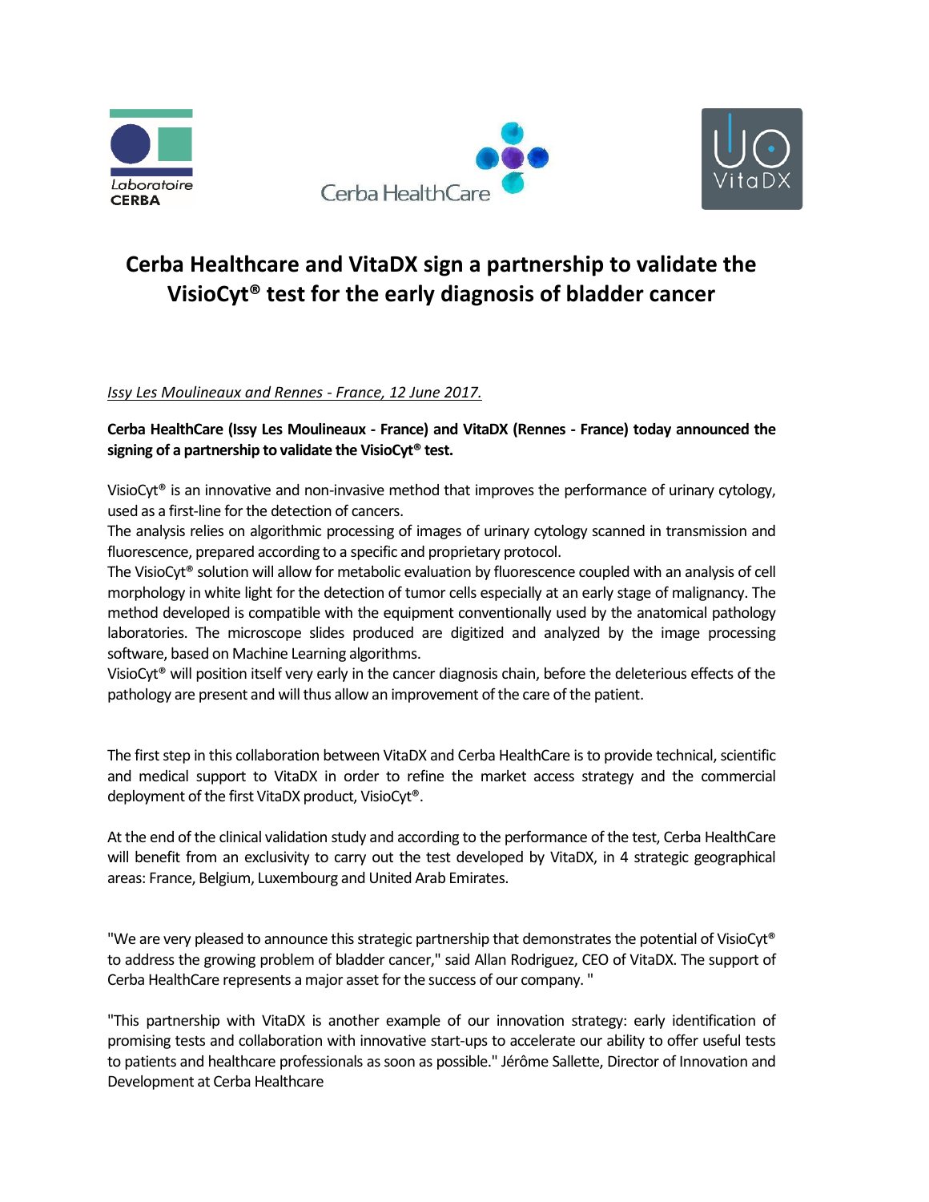# Cerba Healthcare and VitaDX sign a partnership to validate the VisioCyt® test for the early diagnosis of bladder cancer

*Issy Les Moulineaux and Rennes - France, 12 June 2017.*

**Cerba HealthCare (Issy Les Moulineaux - France) and VitaDX (Rennes - France) today announced the signing of a partnership to validate the VisioCyt® test.**

VisioCyt® is an innovative and non-invasive method that improves the performance of urinary cytology, used as a first-line for the detection of cancers.
The analysis relies on algorithmic processing of images of urinary cytology scanned in transmission and fluorescence, prepared according to a specific and proprietary protocol.
The VisioCyt® solution will allow for metabolic evaluation by fluorescence coupled with an analysis of cell morphology in white light for the detection of tumor cells especially at an early stage of malignancy. The method developed is compatible with the equipment conventionally used by the anatomical pathology laboratories. The microscope slides produced are digitized and analyzed by the image processing software, based on Machine Learning algorithms.
VisioCyt® will position itself very early in the cancer diagnosis chain, before the deleterious effects of the pathology are present and will thus allow an improvement of the care of the patient.

The first step in this collaboration between VitaDX and Cerba HealthCare is to provide technical, scientific and medical support to VitaDX in order to refine the market access strategy and the commercial deployment of the first VitaDX product, VisioCyt®.

At the end of the clinical validation study and according to the performance of the test, Cerba HealthCare will benefit from an exclusivity to carry out the test developed by VitaDX, in 4 strategic geographical areas: France, Belgium, Luxembourg and United Arab Emirates.

"We are very pleased to announce this strategic partnership that demonstrates the potential of VisioCyt® to address the growing problem of bladder cancer," said Allan Rodriguez, CEO of VitaDX. The support of Cerba HealthCare represents a major asset for the success of our company. "

"This partnership with VitaDX is another example of our innovation strategy: early identification of promising tests and collaboration with innovative start-ups to accelerate our ability to offer useful tests to patients and healthcare professionals as soon as possible." Jérôme Sallette, Director of Innovation and Development at Cerba Healthcare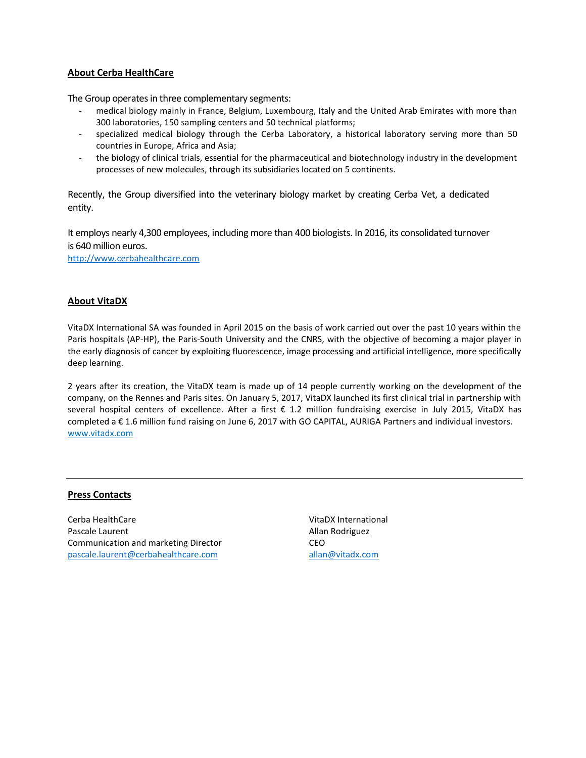## About Cerba HealthCare

The Group operates in three complementary segments:

- medical biology mainly in France, Belgium, Luxembourg, Italy and the United Arab Emirates with more than 300 laboratories, 150 sampling centers and 50 technical platforms;
- specialized medical biology through the Cerba Laboratory, a historical laboratory serving more than 50 countries in Europe, Africa and Asia;
- the biology of clinical trials, essential for the pharmaceutical and biotechnology industry in the development processes of new molecules, through its subsidiaries located on 5 continents.

Recently, the Group diversified into the veterinary biology market by creating Cerba Vet, a dedicated entity.

It employs nearly 4,300 employees, including more than 400 biologists. In 2016, its consolidated turnover is 640 million euros.
http://www.cerbahealthcare.com

## About VitaDX

VitaDX International SA was founded in April 2015 on the basis of work carried out over the past 10 years within the Paris hospitals (AP-HP), the Paris-South University and the CNRS, with the objective of becoming a major player in the early diagnosis of cancer by exploiting fluorescence, image processing and artificial intelligence, more specifically deep learning.

2 years after its creation, the VitaDX team is made up of 14 people currently working on the development of the company, on the Rennes and Paris sites. On January 5, 2017, VitaDX launched its first clinical trial in partnership with several hospital centers of excellence. After a first € 1.2 million fundraising exercise in July 2015, VitaDX has completed a € 1.6 million fund raising on June 6, 2017 with GO CAPITAL, AURIGA Partners and individual investors.
www.vitadx.com

---

## Press Contacts

Cerba HealthCare
Pascale Laurent
Communication and marketing Director
pascale.laurent@cerbahealthcare.com

VitaDX International
Allan Rodriguez
CEO
allan@vitadx.com